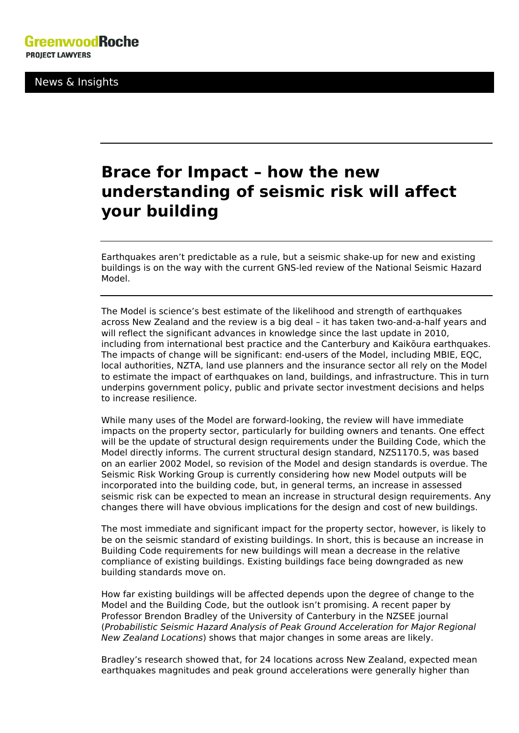GreenwoodRoche

PROJECT LAWYERS

News & Insights

# Brace for Impact – how the new understanding of seismic risk will affect your building

Earthquakes aren't predictable as a rule, but a seismic shake-up for new and existing buildings is on the way with the current GNS-led review of the National Seismic Hazard Model.

The Model is science's best estimate of the likelihood and strength of earthquakes across New Zealand and the review is a big deal – it has taken two-and-a-half years and will reflect the significant advances in knowledge since the last update in 2010, including from international best practice and the Canterbury and Kaikōura earthquakes. The impacts of change will be significant: end-users of the Model, including MBIE, EQC, local authorities, NZTA, land use planners and the insurance sector all rely on the Model to estimate the impact of earthquakes on land, buildings, and infrastructure. This in turn underpins government policy, public and private sector investment decisions and helps to increase resilience.

While many uses of the Model are forward-looking, the review will have immediate impacts on the property sector, particularly for building owners and tenants. One effect will be the update of structural design requirements under the Building Code, which the Model directly informs. The current structural design standard, NZS1170.5, was based on an earlier 2002 Model, so revision of the Model and design standards is overdue. The Seismic Risk Working Group is currently considering how new Model outputs will be incorporated into the building code, but, in general terms, an increase in assessed seismic risk can be expected to mean an increase in structural design requirements. Any changes there will have obvious implications for the design and cost of new buildings.

The most immediate and significant impact for the property sector, however, is likely to be on the seismic standard of existing buildings. In short, this is because an increase in Building Code requirements for new buildings will mean a decrease in the relative compliance of existing buildings. Existing buildings face being downgraded as new building standards move on.

How far existing buildings will be affected depends upon the degree of change to the Model and the Building Code, but the outlook isn't promising. A recent paper by Professor Brendon Bradley of the University of Canterbury in the NZSEE journal (*Probabilistic Seismic Hazard Analysis of Peak Ground Acceleration for Major Regional New Zealand Locations*) shows that major changes in some areas are likely.

Bradley's research showed that, for 24 locations across New Zealand, expected mean earthquakes magnitudes and peak ground accelerations were generally higher than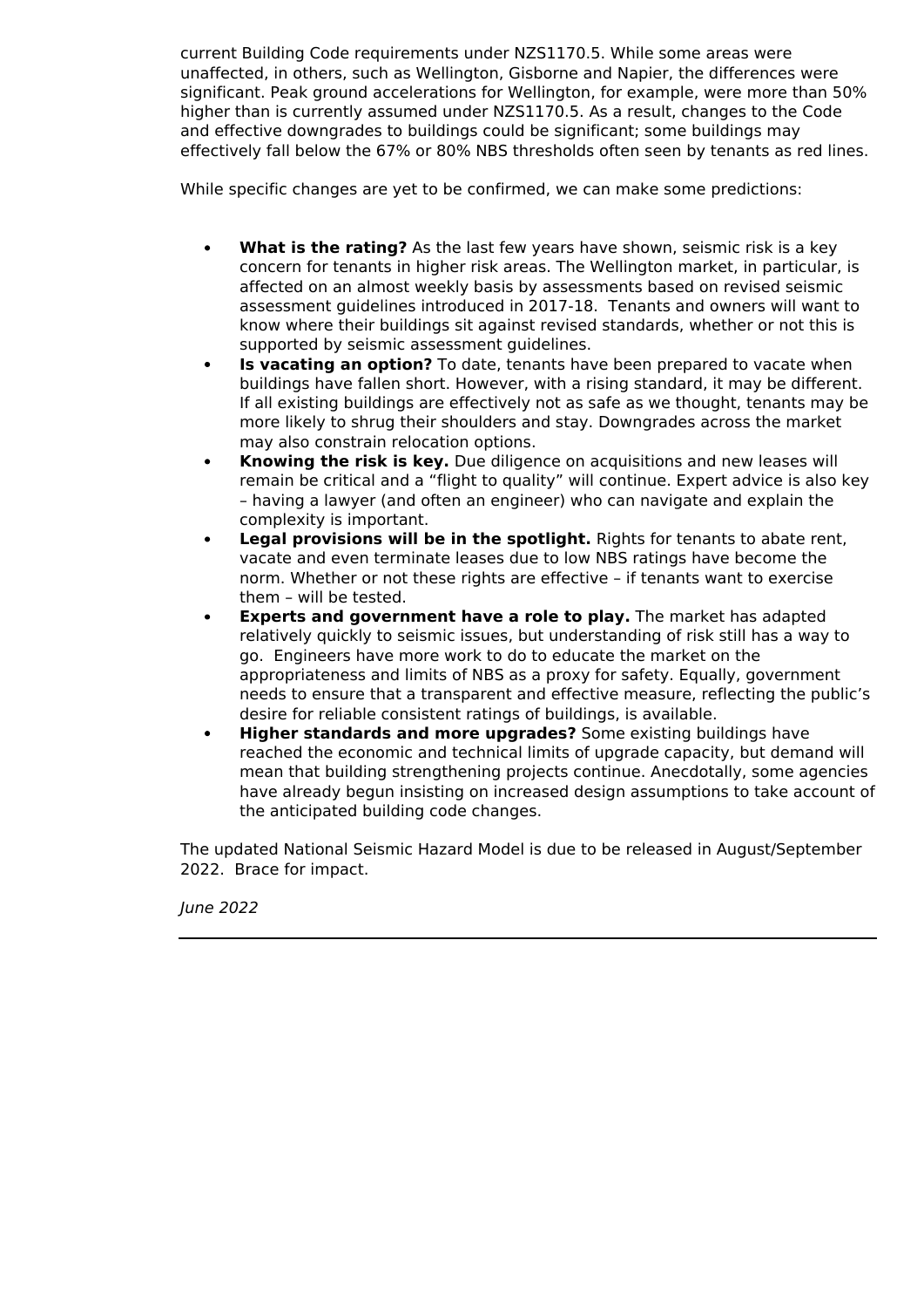current Building Code requirements under NZS1170.5. While some areas were unaffected, in others, such as Wellington, Gisborne and Napier, the differences were significant. Peak ground accelerations for Wellington, for example, were more than 50% higher than is currently assumed under NZS1170.5. As a result, changes to the Code and effective downgrades to buildings could be significant; some buildings may effectively fall below the 67% or 80% NBS thresholds often seen by tenants as red lines.

While specific changes are yet to be confirmed, we can make some predictions:

- **What is the rating?** As the last few years have shown, seismic risk is a key concern for tenants in higher risk areas. The Wellington market, in particular, is affected on an almost weekly basis by assessments based on revised seismic assessment guidelines introduced in 2017-18. Tenants and owners will want to know where their buildings sit against revised standards, whether or not this is supported by seismic assessment guidelines.
- **Is vacating an option?** To date, tenants have been prepared to vacate when buildings have fallen short. However, with a rising standard, it may be different. If all existing buildings are effectively not as safe as we thought, tenants may be more likely to shrug their shoulders and stay. Downgrades across the market may also constrain relocation options.
- **Knowing the risk is key.** Due diligence on acquisitions and new leases will remain be critical and a "flight to quality" will continue. Expert advice is also key – having a lawyer (and often an engineer) who can navigate and explain the complexity is important.
- **Legal provisions will be in the spotlight.** Rights for tenants to abate rent, vacate and even terminate leases due to low NBS ratings have become the norm. Whether or not these rights are effective – if tenants want to exercise them – will be tested.
- **Experts and government have a role to play.** The market has adapted relatively quickly to seismic issues, but understanding of risk still has a way to go. Engineers have more work to do to educate the market on the appropriateness and limits of NBS as a proxy for safety. Equally, government needs to ensure that a transparent and effective measure, reflecting the public's desire for reliable consistent ratings of buildings, is available.
- **Higher standards and more upgrades?** Some existing buildings have reached the economic and technical limits of upgrade capacity, but demand will mean that building strengthening projects continue. Anecdotally, some agencies have already begun insisting on increased design assumptions to take account of the anticipated building code changes.

The updated National Seismic Hazard Model is due to be released in August/September 2022. Brace for impact.

*June 2022*